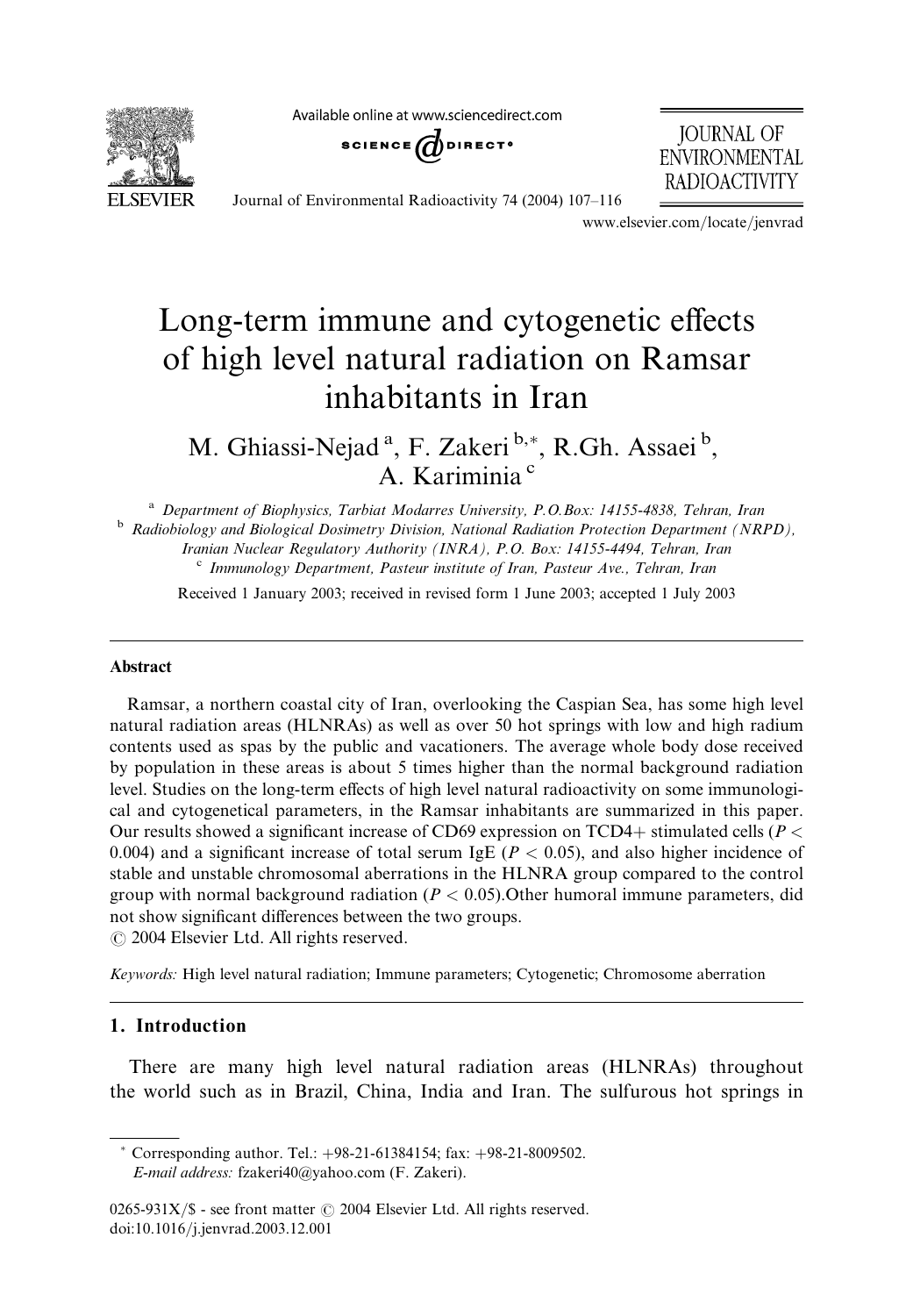# Long-term immune and cytogenetic effects of high level natural radiation on Ramsar inhabitants in Iran

M. Ghiassi-Nejad [a], F. Zakeri [b,*], R.Gh. Assaei [b], A. Kariminia [c]

[a] Department of Biophysics, Tarbiat Modarres University, P.O.Box: 14155-4838, Tehran, Iran

[b] Radiobiology and Biological Dosimetry Division, National Radiation Protection Department (NRPD), Iranian Nuclear Regulatory Authority (INRA), P.O. Box: 14155-4494, Tehran, Iran

[c] Immunology Department, Pasteur institute of Iran, Pasteur Ave., Tehran, Iran

Received 1 January 2003; received in revised form 1 June 2003; accepted 1 July 2003

## Abstract

Ramsar, a northern coastal city of Iran, overlooking the Caspian Sea, has some high level natural radiation areas (HLNRAs) as well as over 50 hot springs with low and high radium contents used as spas by the public and vacationers. The average whole body dose received by population in these areas is about 5 times higher than the normal background radiation level. Studies on the long-term effects of high level natural radioactivity on some immunological and cytogenetical parameters, in the Ramsar inhabitants are summarized in this paper. Our results showed a significant increase of CD69 expression on TCD4+ stimulated cells ($P < 0.004$) and a significant increase of total serum IgE ($P < 0.05$), and also higher incidence of stable and unstable chromosomal aberrations in the HLNRA group compared to the control group with normal background radiation ($P < 0.05$).Other humoral immune parameters, did not show significant differences between the two groups.

© 2004 Elsevier Ltd. All rights reserved.

*Keywords:* High level natural radiation; Immune parameters; Cytogenetic; Chromosome aberration

## 1. Introduction

There are many high level natural radiation areas (HLNRAs) throughout the world such as in Brazil, China, India and Iran. The sulfurous hot springs in

---

\* Corresponding author. Tel.: +98-21-61384154; fax: +98-21-8009502.
*E-mail address:* fzakeri40@yahoo.com (F. Zakeri).

0265-931X/$ - see front matter © 2004 Elsevier Ltd. All rights reserved.
doi:10.1016/j.jenvrad.2003.12.001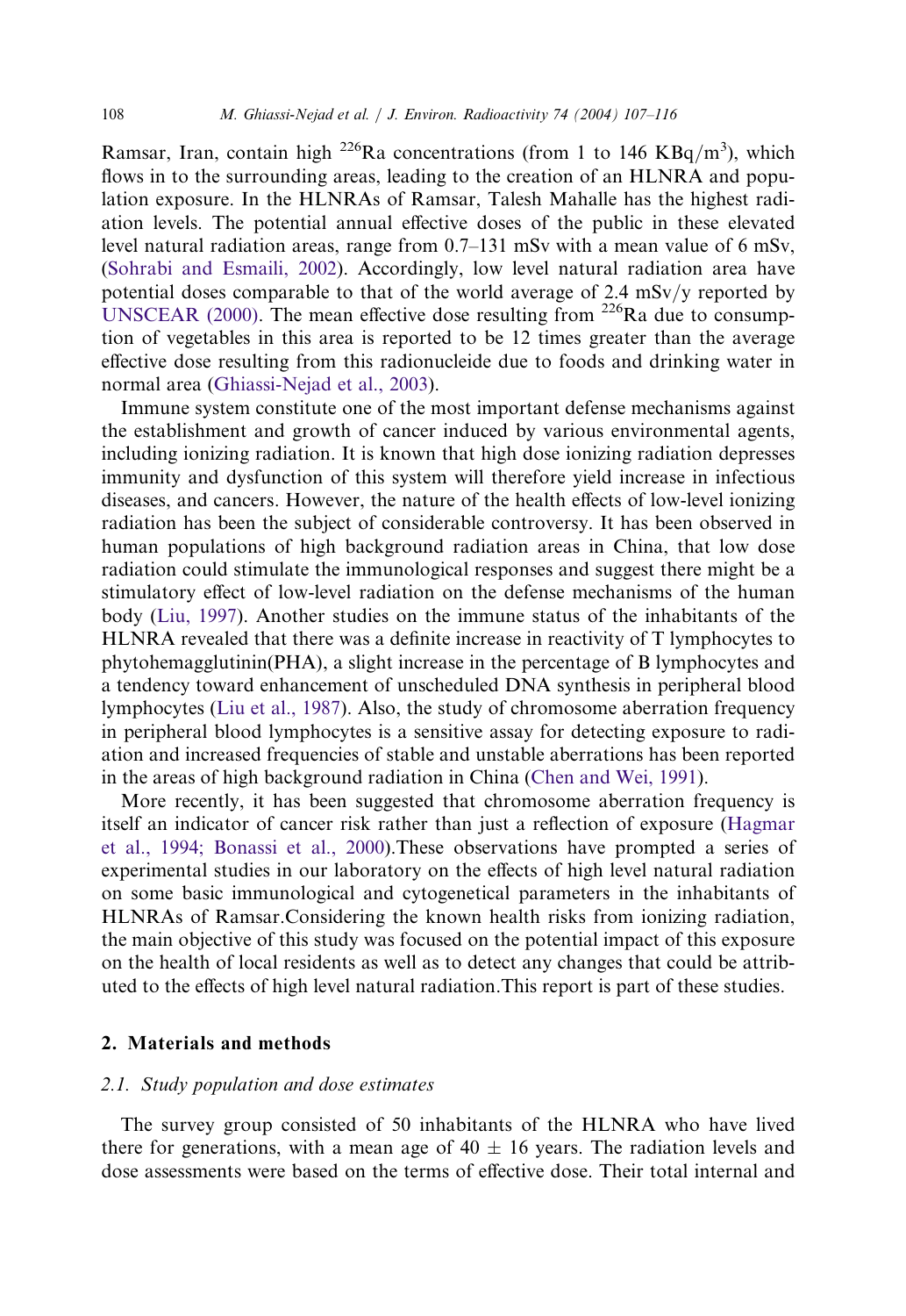Ramsar, Iran, contain high $^{226}$Ra concentrations (from 1 to 146 KBq/m$^3$), which flows in to the surrounding areas, leading to the creation of an HLNRA and population exposure. In the HLNRAs of Ramsar, Talesh Mahalle has the highest radiation levels. The potential annual effective doses of the public in these elevated level natural radiation areas, range from 0.7–131 mSv with a mean value of 6 mSv, (Sohrabi and Esmaili, 2002). Accordingly, low level natural radiation area have potential doses comparable to that of the world average of 2.4 mSv/y reported by UNSCEAR (2000). The mean effective dose resulting from $^{226}$Ra due to consumption of vegetables in this area is reported to be 12 times greater than the average effective dose resulting from this radionucleide due to foods and drinking water in normal area (Ghiassi-Nejad et al., 2003).

Immune system constitute one of the most important defense mechanisms against the establishment and growth of cancer induced by various environmental agents, including ionizing radiation. It is known that high dose ionizing radiation depresses immunity and dysfunction of this system will therefore yield increase in infectious diseases, and cancers. However, the nature of the health effects of low-level ionizing radiation has been the subject of considerable controversy. It has been observed in human populations of high background radiation areas in China, that low dose radiation could stimulate the immunological responses and suggest there might be a stimulatory effect of low-level radiation on the defense mechanisms of the human body (Liu, 1997). Another studies on the immune status of the inhabitants of the HLNRA revealed that there was a definite increase in reactivity of T lymphocytes to phytohemagglutinin(PHA), a slight increase in the percentage of B lymphocytes and a tendency toward enhancement of unscheduled DNA synthesis in peripheral blood lymphocytes (Liu et al., 1987). Also, the study of chromosome aberration frequency in peripheral blood lymphocytes is a sensitive assay for detecting exposure to radiation and increased frequencies of stable and unstable aberrations has been reported in the areas of high background radiation in China (Chen and Wei, 1991).

More recently, it has been suggested that chromosome aberration frequency is itself an indicator of cancer risk rather than just a reflection of exposure (Hagmar et al., 1994; Bonassi et al., 2000).These observations have prompted a series of experimental studies in our laboratory on the effects of high level natural radiation on some basic immunological and cytogenetical parameters in the inhabitants of HLNRAs of Ramsar.Considering the known health risks from ionizing radiation, the main objective of this study was focused on the potential impact of this exposure on the health of local residents as well as to detect any changes that could be attributed to the effects of high level natural radiation.This report is part of these studies.

## 2. Materials and methods

### *2.1. Study population and dose estimates*

The survey group consisted of 50 inhabitants of the HLNRA who have lived there for generations, with a mean age of 40 ± 16 years. The radiation levels and dose assessments were based on the terms of effective dose. Their total internal and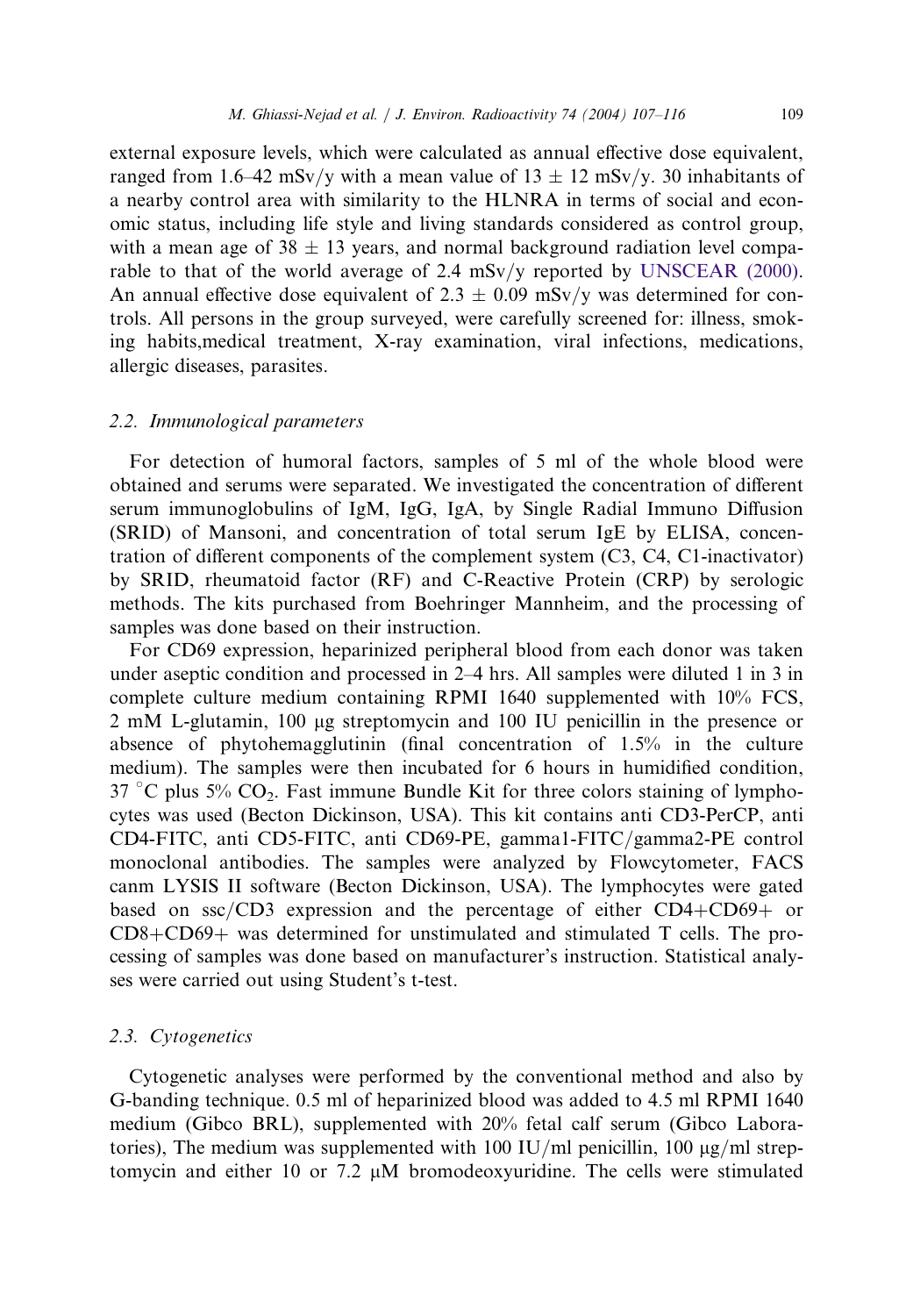external exposure levels, which were calculated as annual effective dose equivalent, ranged from 1.6–42 mSv/y with a mean value of $13 \pm 12$ mSv/y. 30 inhabitants of a nearby control area with similarity to the HLNRA in terms of social and economic status, including life style and living standards considered as control group, with a mean age of $38 \pm 13$ years, and normal background radiation level comparable to that of the world average of 2.4 mSv/y reported by UNSCEAR (2000). An annual effective dose equivalent of $2.3 \pm 0.09$ mSv/y was determined for controls. All persons in the group surveyed, were carefully screened for: illness, smoking habits,medical treatment, X-ray examination, viral infections, medications, allergic diseases, parasites.

### 2.2. Immunological parameters

For detection of humoral factors, samples of 5 ml of the whole blood were obtained and serums were separated. We investigated the concentration of different serum immunoglobulins of IgM, IgG, IgA, by Single Radial Immuno Diffusion (SRID) of Mansoni, and concentration of total serum IgE by ELISA, concentration of different components of the complement system (C3, C4, C1-inactivator) by SRID, rheumatoid factor (RF) and C-Reactive Protein (CRP) by serologic methods. The kits purchased from Boehringer Mannheim, and the processing of samples was done based on their instruction.

For CD69 expression, heparinized peripheral blood from each donor was taken under aseptic condition and processed in 2–4 hrs. All samples were diluted 1 in 3 in complete culture medium containing RPMI 1640 supplemented with 10% FCS, 2 mM L-glutamin, 100 μg streptomycin and 100 IU penicillin in the presence or absence of phytohemagglutinin (final concentration of 1.5% in the culture medium). The samples were then incubated for 6 hours in humidified condition, 37 °C plus 5% $CO_2$. Fast immune Bundle Kit for three colors staining of lymphocytes was used (Becton Dickinson, USA). This kit contains anti CD3-PerCP, anti CD4-FITC, anti CD5-FITC, anti CD69-PE, gamma1-FITC/gamma2-PE control monoclonal antibodies. The samples were analyzed by Flowcytometer, FACS canm LYSIS II software (Becton Dickinson, USA). The lymphocytes were gated based on ssc/CD3 expression and the percentage of either CD4+CD69+ or CD8+CD69+ was determined for unstimulated and stimulated T cells. The processing of samples was done based on manufacturer's instruction. Statistical analyses were carried out using Student's t-test.

### 2.3. Cytogenetics

Cytogenetic analyses were performed by the conventional method and also by G-banding technique. 0.5 ml of heparinized blood was added to 4.5 ml RPMI 1640 medium (Gibco BRL), supplemented with 20% fetal calf serum (Gibco Laboratories), The medium was supplemented with 100 IU/ml penicillin, 100 μg/ml streptomycin and either 10 or 7.2 μM bromodeoxyuridine. The cells were stimulated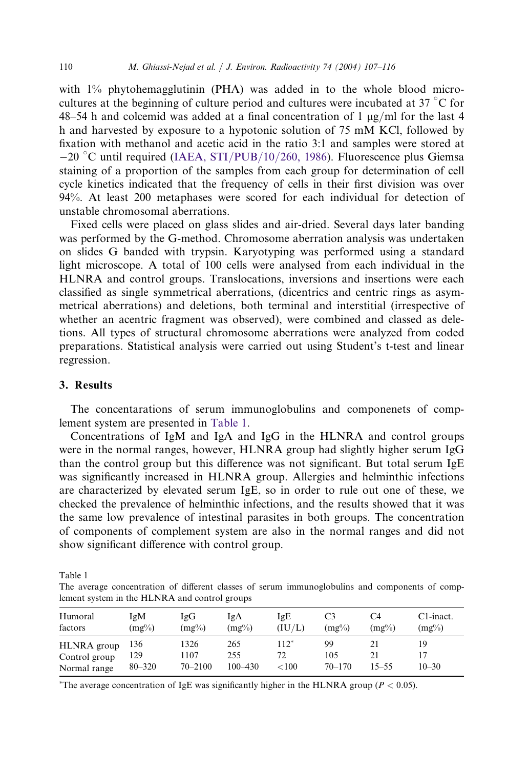with 1% phytohemagglutinin (PHA) was added in to the whole blood microcultures at the beginning of culture period and cultures were incubated at 37 °C for 48–54 h and colcemid was added at a final concentration of 1 μg/ml for the last 4 h and harvested by exposure to a hypotonic solution of 75 mM KCl, followed by fixation with methanol and acetic acid in the ratio 3:1 and samples were stored at −20 °C until required (IAEA, STI/PUB/10/260, 1986). Fluorescence plus Giemsa staining of a proportion of the samples from each group for determination of cell cycle kinetics indicated that the frequency of cells in their first division was over 94%. At least 200 metaphases were scored for each individual for detection of unstable chromosomal aberrations.

Fixed cells were placed on glass slides and air-dried. Several days later banding was performed by the G-method. Chromosome aberration analysis was undertaken on slides G banded with trypsin. Karyotyping was performed using a standard light microscope. A total of 100 cells were analysed from each individual in the HLNRA and control groups. Translocations, inversions and insertions were each classified as single symmetrical aberrations, (dicentrics and centric rings as asymmetrical aberrations) and deletions, both terminal and interstitial (irrespective of whether an acentric fragment was observed), were combined and classed as deletions. All types of structural chromosome aberrations were analyzed from coded preparations. Statistical analysis were carried out using Student's t-test and linear regression.

## 3. Results

The concentarations of serum immunoglobulins and componenets of complement system are presented in Table 1.

Concentrations of IgM and IgA and IgG in the HLNRA and control groups were in the normal ranges, however, HLNRA group had slightly higher serum IgG than the control group but this difference was not significant. But total serum IgE was significantly increased in HLNRA group. Allergies and helminthic infections are characterized by elevated serum IgE, so in order to rule out one of these, we checked the prevalence of helminthic infections, and the results showed that it was the same low prevalence of intestinal parasites in both groups. The concentration of components of complement system are also in the normal ranges and did not show significant difference with control group.

Table 1
The average concentration of different classes of serum immunoglobulins and components of complement system in the HLNRA and control groups

| Humoral factors | IgM (mg%) | IgG (mg%) | IgA (mg%) | IgE (IU/L) | C3 (mg%) | C4 (mg%) | C1-inact. (mg%) |
|---|---|---|---|---|---|---|---|
| HLNRA group | 136 | 1326 | 265 | 112* | 99 | 21 | 19 |
| Control group | 129 | 1107 | 255 | 72 | 105 | 21 | 17 |
| Normal range | 80–320 | 70–2100 | 100–430 | <100 | 70–170 | 15–55 | 10–30 |

*The average concentration of IgE was significantly higher in the HLNRA group ($P < 0.05$).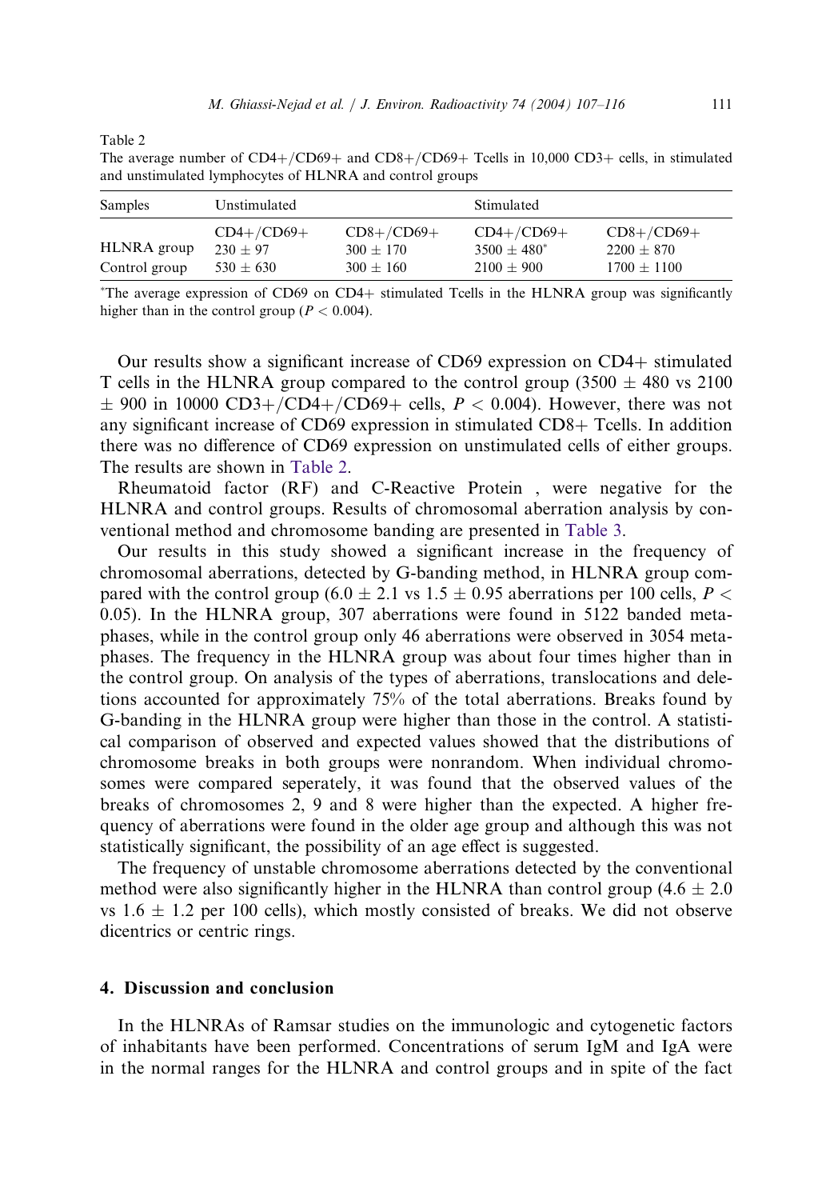Table 2
The average number of CD4+/CD69+ and CD8+/CD69+ Tcells in 10,000 CD3+ cells, in stimulated and unstimulated lymphocytes of HLNRA and control groups

| Samples | Unstimulated | | Stimulated | |
|---|---|---|---|---|
| | CD4+/CD69+ | CD8+/CD69+ | CD4+/CD69+ | CD8+/CD69+ |
| HLNRA group | 230 ± 97 | 300 ± 170 | 3500 ± 480* | 2200 ± 870 |
| Control group | 530 ± 630 | 300 ± 160 | 2100 ± 900 | 1700 ± 1100 |

*The average expression of CD69 on CD4+ stimulated Tcells in the HLNRA group was significantly higher than in the control group ($P < 0.004$).

Our results show a significant increase of CD69 expression on CD4+ stimulated T cells in the HLNRA group compared to the control group (3500 ± 480 vs 2100 ± 900 in 10000 CD3+/CD4+/CD69+ cells, $P < 0.004$). However, there was not any significant increase of CD69 expression in stimulated CD8+ Tcells. In addition there was no difference of CD69 expression on unstimulated cells of either groups. The results are shown in Table 2.

Rheumatoid factor (RF) and C-Reactive Protein , were negative for the HLNRA and control groups. Results of chromosomal aberration analysis by conventional method and chromosome banding are presented in Table 3.

Our results in this study showed a significant increase in the frequency of chromosomal aberrations, detected by G-banding method, in HLNRA group compared with the control group (6.0 ± 2.1 vs 1.5 ± 0.95 aberrations per 100 cells, $P < 0.05$). In the HLNRA group, 307 aberrations were found in 5122 banded metaphases, while in the control group only 46 aberrations were observed in 3054 metaphases. The frequency in the HLNRA group was about four times higher than in the control group. On analysis of the types of aberrations, translocations and deletions accounted for approximately 75% of the total aberrations. Breaks found by G-banding in the HLNRA group were higher than those in the control. A statistical comparison of observed and expected values showed that the distributions of chromosome breaks in both groups were nonrandom. When individual chromosomes were compared seperately, it was found that the observed values of the breaks of chromosomes 2, 9 and 8 were higher than the expected. A higher frequency of aberrations were found in the older age group and although this was not statistically significant, the possibility of an age effect is suggested.

The frequency of unstable chromosome aberrations detected by the conventional method were also significantly higher in the HLNRA than control group (4.6 ± 2.0 vs 1.6 ± 1.2 per 100 cells), which mostly consisted of breaks. We did not observe dicentrics or centric rings.

## 4. Discussion and conclusion

In the HLNRAs of Ramsar studies on the immunologic and cytogenetic factors of inhabitants have been performed. Concentrations of serum IgM and IgA were in the normal ranges for the HLNRA and control groups and in spite of the fact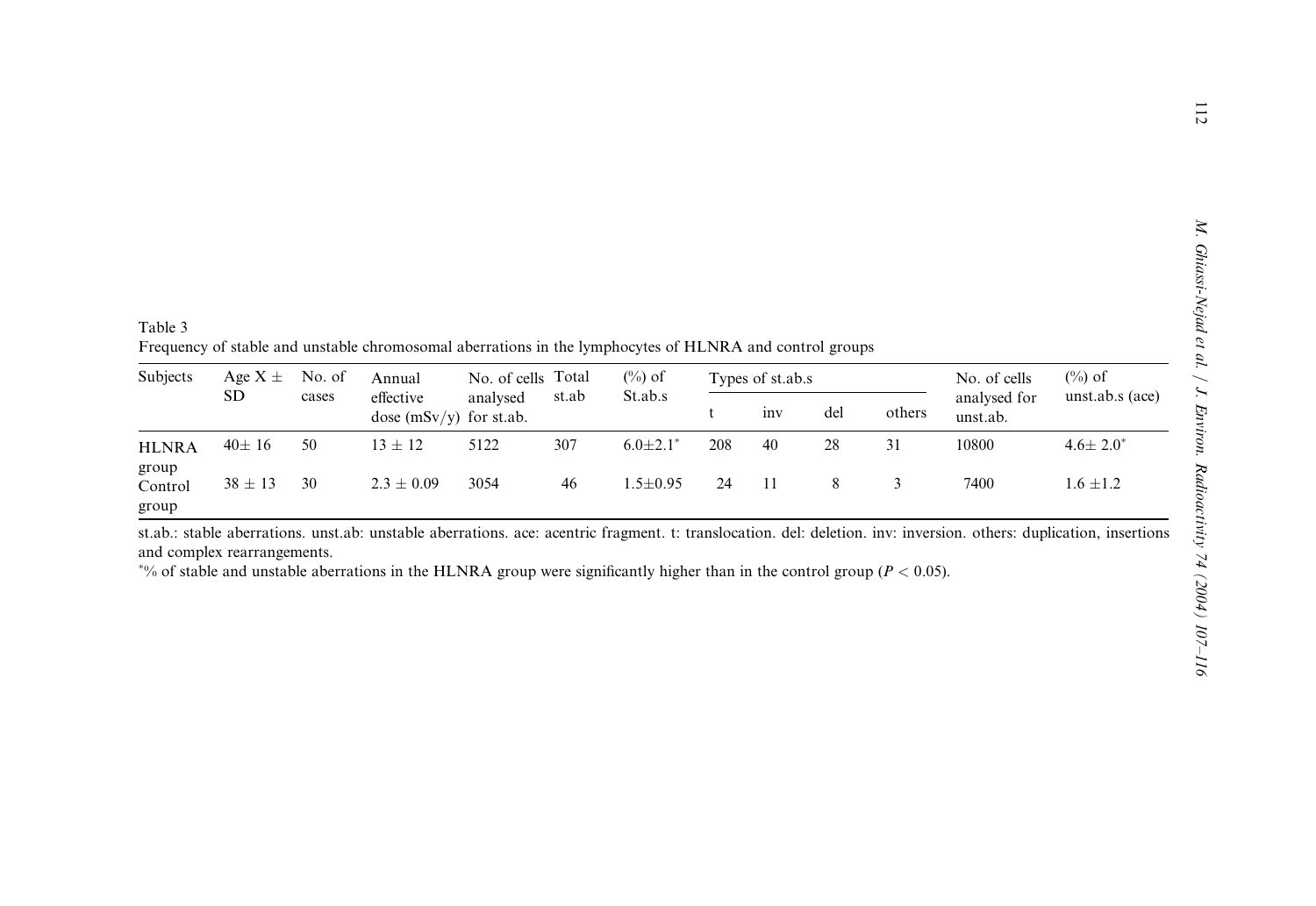Table 3
Frequency of stable and unstable chromosomal aberrations in the lymphocytes of HLNRA and control groups

| Subjects | Age X ± SD | No. of cases | Annual effective dose (mSv/y) | No. of cells analysed for st.ab. | Total st.ab | (%) of St.ab.s | Types of st.ab.s | | | | No. of cells analysed for unst.ab. | (%) of unst.ab.s (ace) |
|---|---|---|---|---|---|---|---|---|---|---|---|---|
| | | | | | | | t | inv | del | others | | |
| HLNRA group | 40± 16 | 50 | 13 ± 12 | 5122 | 307 | 6.0±2.1* | 208 | 40 | 28 | 31 | 10800 | 4.6± 2.0* |
| Control group | 38 ± 13 | 30 | 2.3 ± 0.09 | 3054 | 46 | 1.5±0.95 | 24 | 11 | 8 | 3 | 7400 | 1.6 ±1.2 |

st.ab.: stable aberrations. unst.ab: unstable aberrations. ace: acentric fragment. t: translocation. del: deletion. inv: inversion. others: duplication, insertions and complex rearrangements.

*% of stable and unstable aberrations in the HLNRA group were significantly higher than in the control group ($P < 0.05$).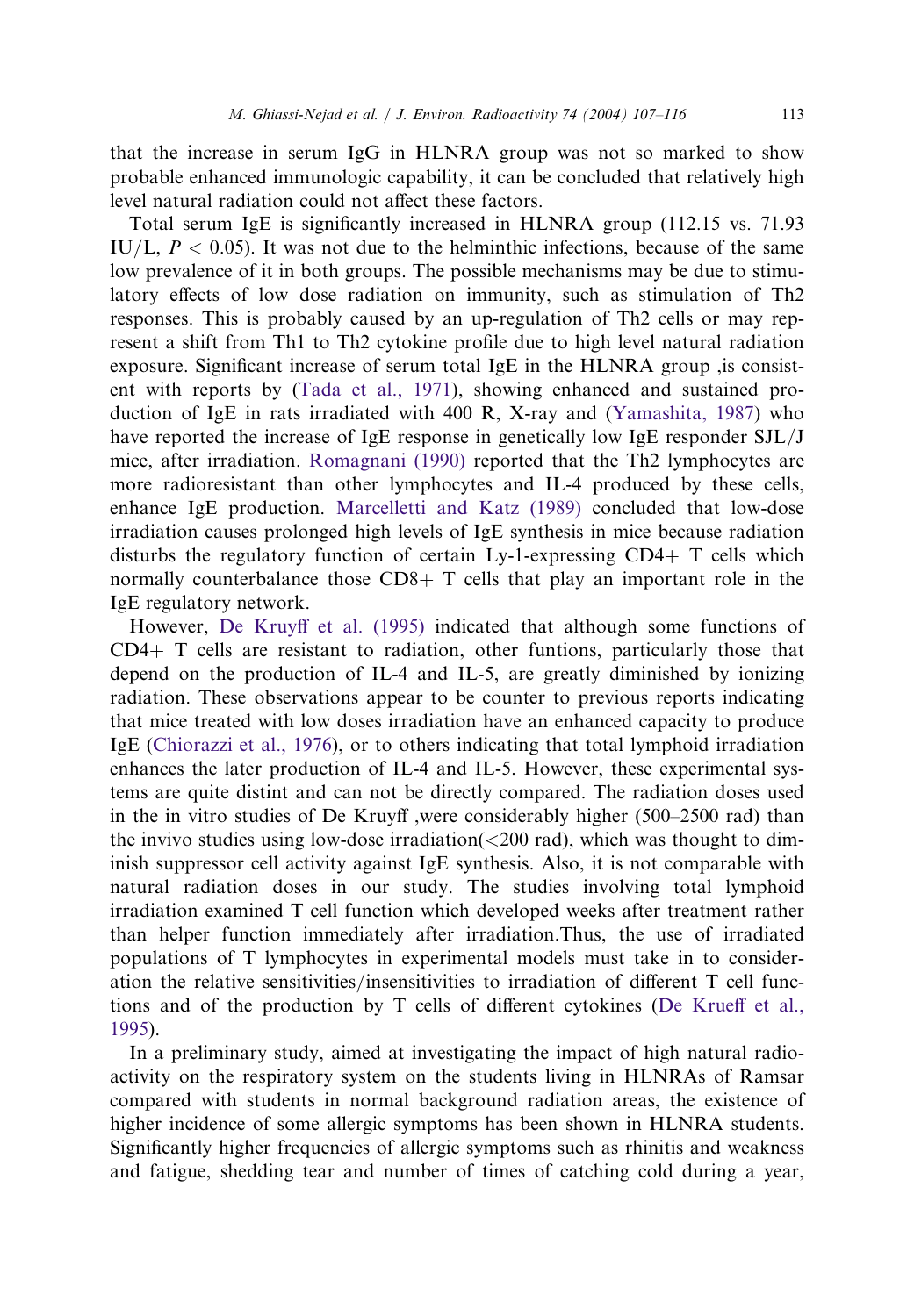that the increase in serum IgG in HLNRA group was not so marked to show probable enhanced immunologic capability, it can be concluded that relatively high level natural radiation could not affect these factors.

Total serum IgE is significantly increased in HLNRA group (112.15 vs. 71.93 IU/L, $P < 0.05$). It was not due to the helminthic infections, because of the same low prevalence of it in both groups. The possible mechanisms may be due to stimulatory effects of low dose radiation on immunity, such as stimulation of Th2 responses. This is probably caused by an up-regulation of Th2 cells or may represent a shift from Th1 to Th2 cytokine profile due to high level natural radiation exposure. Significant increase of serum total IgE in the HLNRA group ,is consistent with reports by (Tada et al., 1971), showing enhanced and sustained production of IgE in rats irradiated with 400 R, X-ray and (Yamashita, 1987) who have reported the increase of IgE response in genetically low IgE responder SJL/J mice, after irradiation. Romagnani (1990) reported that the Th2 lymphocytes are more radioresistant than other lymphocytes and IL-4 produced by these cells, enhance IgE production. Marcelletti and Katz (1989) concluded that low-dose irradiation causes prolonged high levels of IgE synthesis in mice because radiation disturbs the regulatory function of certain Ly-1-expressing CD4+ T cells which normally counterbalance those CD8+ T cells that play an important role in the IgE regulatory network.

However, De Kruyff et al. (1995) indicated that although some functions of CD4+ T cells are resistant to radiation, other funtions, particularly those that depend on the production of IL-4 and IL-5, are greatly diminished by ionizing radiation. These observations appear to be counter to previous reports indicating that mice treated with low doses irradiation have an enhanced capacity to produce IgE (Chiorazzi et al., 1976), or to others indicating that total lymphoid irradiation enhances the later production of IL-4 and IL-5. However, these experimental systems are quite distint and can not be directly compared. The radiation doses used in the in vitro studies of De Kruyff ,were considerably higher (500–2500 rad) than the invivo studies using low-dose irradiation(<200 rad), which was thought to diminish suppressor cell activity against IgE synthesis. Also, it is not comparable with natural radiation doses in our study. The studies involving total lymphoid irradiation examined T cell function which developed weeks after treatment rather than helper function immediately after irradiation.Thus, the use of irradiated populations of T lymphocytes in experimental models must take in to consideration the relative sensitivities/insensitivities to irradiation of different T cell functions and of the production by T cells of different cytokines (De Krueff et al., 1995).

In a preliminary study, aimed at investigating the impact of high natural radioactivity on the respiratory system on the students living in HLNRAs of Ramsar compared with students in normal background radiation areas, the existence of higher incidence of some allergic symptoms has been shown in HLNRA students. Significantly higher frequencies of allergic symptoms such as rhinitis and weakness and fatigue, shedding tear and number of times of catching cold during a year,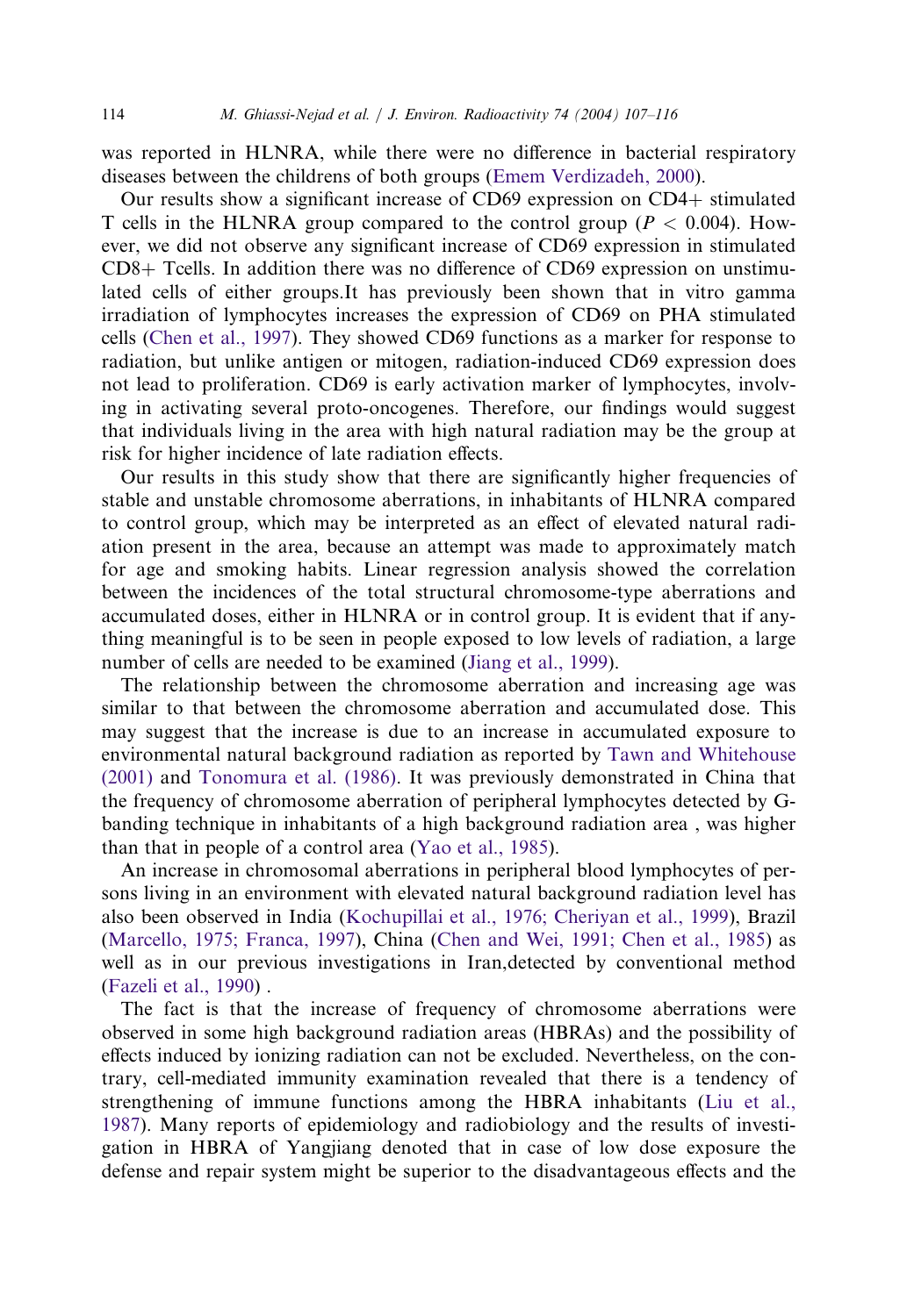was reported in HLNRA, while there were no difference in bacterial respiratory diseases between the childrens of both groups (Emem Verdizadeh, 2000).

Our results show a significant increase of CD69 expression on CD4+ stimulated T cells in the HLNRA group compared to the control group ($P < 0.004$). However, we did not observe any significant increase of CD69 expression in stimulated CD8+ Tcells. In addition there was no difference of CD69 expression on unstimulated cells of either groups.It has previously been shown that in vitro gamma irradiation of lymphocytes increases the expression of CD69 on PHA stimulated cells (Chen et al., 1997). They showed CD69 functions as a marker for response to radiation, but unlike antigen or mitogen, radiation-induced CD69 expression does not lead to proliferation. CD69 is early activation marker of lymphocytes, involving in activating several proto-oncogenes. Therefore, our findings would suggest that individuals living in the area with high natural radiation may be the group at risk for higher incidence of late radiation effects.

Our results in this study show that there are significantly higher frequencies of stable and unstable chromosome aberrations, in inhabitants of HLNRA compared to control group, which may be interpreted as an effect of elevated natural radiation present in the area, because an attempt was made to approximately match for age and smoking habits. Linear regression analysis showed the correlation between the incidences of the total structural chromosome-type aberrations and accumulated doses, either in HLNRA or in control group. It is evident that if anything meaningful is to be seen in people exposed to low levels of radiation, a large number of cells are needed to be examined (Jiang et al., 1999).

The relationship between the chromosome aberration and increasing age was similar to that between the chromosome aberration and accumulated dose. This may suggest that the increase is due to an increase in accumulated exposure to environmental natural background radiation as reported by Tawn and Whitehouse (2001) and Tonomura et al. (1986). It was previously demonstrated in China that the frequency of chromosome aberration of peripheral lymphocytes detected by G-banding technique in inhabitants of a high background radiation area , was higher than that in people of a control area (Yao et al., 1985).

An increase in chromosomal aberrations in peripheral blood lymphocytes of persons living in an environment with elevated natural background radiation level has also been observed in India (Kochupillai et al., 1976; Cheriyan et al., 1999), Brazil (Marcello, 1975; Franca, 1997), China (Chen and Wei, 1991; Chen et al., 1985) as well as in our previous investigations in Iran,detected by conventional method (Fazeli et al., 1990) .

The fact is that the increase of frequency of chromosome aberrations were observed in some high background radiation areas (HBRAs) and the possibility of effects induced by ionizing radiation can not be excluded. Nevertheless, on the contrary, cell-mediated immunity examination revealed that there is a tendency of strengthening of immune functions among the HBRA inhabitants (Liu et al., 1987). Many reports of epidemiology and radiobiology and the results of investigation in HBRA of Yangjiang denoted that in case of low dose exposure the defense and repair system might be superior to the disadvantageous effects and the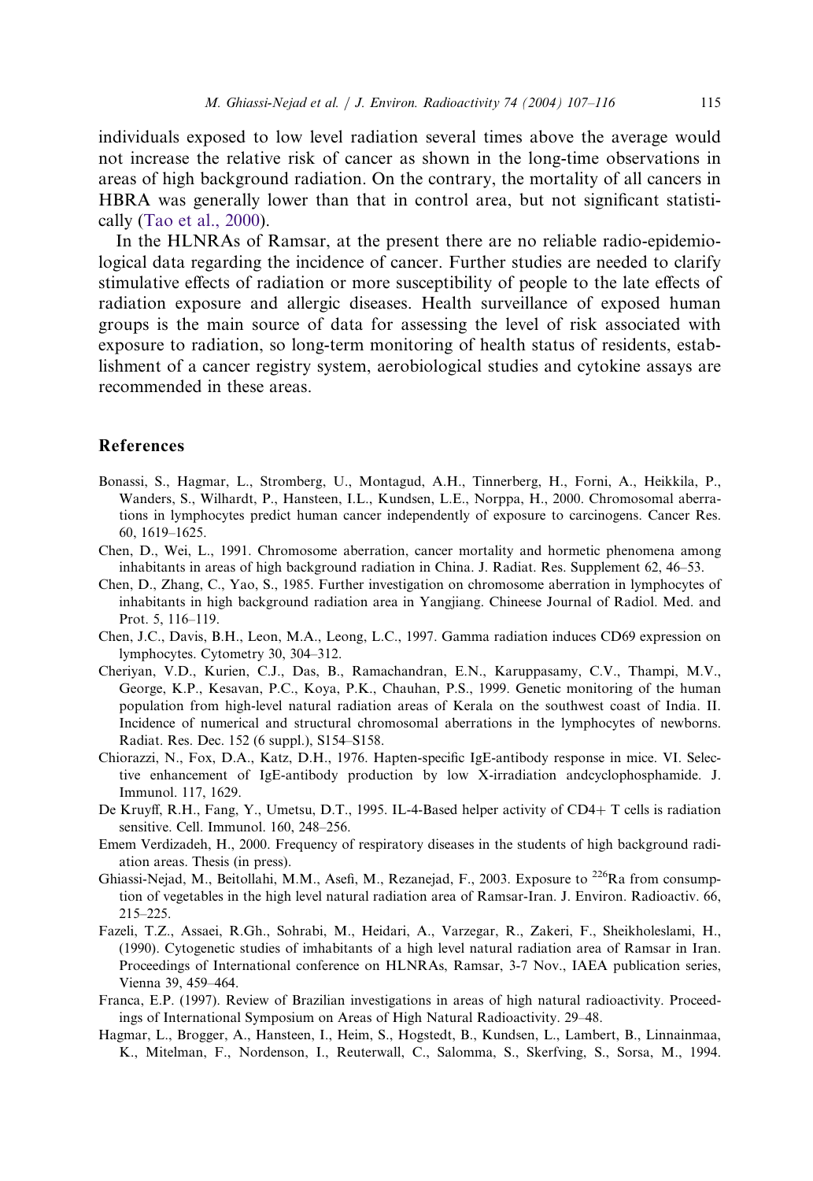individuals exposed to low level radiation several times above the average would not increase the relative risk of cancer as shown in the long-time observations in areas of high background radiation. On the contrary, the mortality of all cancers in HBRA was generally lower than that in control area, but not significant statistically (Tao et al., 2000).

In the HLNRAs of Ramsar, at the present there are no reliable radio-epidemiological data regarding the incidence of cancer. Further studies are needed to clarify stimulative effects of radiation or more susceptibility of people to the late effects of radiation exposure and allergic diseases. Health surveillance of exposed human groups is the main source of data for assessing the level of risk associated with exposure to radiation, so long-term monitoring of health status of residents, establishment of a cancer registry system, aerobiological studies and cytokine assays are recommended in these areas.

## References

Bonassi, S., Hagmar, L., Stromberg, U., Montagud, A.H., Tinnerberg, H., Forni, A., Heikkila, P., Wanders, S., Wilhardt, P., Hansteen, I.L., Kundsen, L.E., Norppa, H., 2000. Chromosomal aberrations in lymphocytes predict human cancer independently of exposure to carcinogens. Cancer Res. 60, 1619–1625.

Chen, D., Wei, L., 1991. Chromosome aberration, cancer mortality and hormetic phenomena among inhabitants in areas of high background radiation in China. J. Radiat. Res. Supplement 62, 46–53.

Chen, D., Zhang, C., Yao, S., 1985. Further investigation on chromosome aberration in lymphocytes of inhabitants in high background radiation area in Yangjiang. Chineese Journal of Radiol. Med. and Prot. 5, 116–119.

Chen, J.C., Davis, B.H., Leon, M.A., Leong, L.C., 1997. Gamma radiation induces CD69 expression on lymphocytes. Cytometry 30, 304–312.

Cheriyan, V.D., Kurien, C.J., Das, B., Ramachandran, E.N., Karuppasamy, C.V., Thampi, M.V., George, K.P., Kesavan, P.C., Koya, P.K., Chauhan, P.S., 1999. Genetic monitoring of the human population from high-level natural radiation areas of Kerala on the southwest coast of India. II. Incidence of numerical and structural chromosomal aberrations in the lymphocytes of newborns. Radiat. Res. Dec. 152 (6 suppl.), S154–S158.

Chiorazzi, N., Fox, D.A., Katz, D.H., 1976. Hapten-specific IgE-antibody response in mice. VI. Selective enhancement of IgE-antibody production by low X-irradiation andcyclophosphamide. J. Immunol. 117, 1629.

De Kruyff, R.H., Fang, Y., Umetsu, D.T., 1995. IL-4-Based helper activity of CD4+ T cells is radiation sensitive. Cell. Immunol. 160, 248–256.

Emem Verdizadeh, H., 2000. Frequency of respiratory diseases in the students of high background radiation areas. Thesis (in press).

Ghiassi-Nejad, M., Beitollahi, M.M., Asefi, M., Rezanejad, F., 2003. Exposure to $^{226}Ra$ from consumption of vegetables in the high level natural radiation area of Ramsar-Iran. J. Environ. Radioactiv. 66, 215–225.

Fazeli, T.Z., Assaei, R.Gh., Sohrabi, M., Heidari, A., Varzegar, R., Zakeri, F., Sheikholeslami, H., (1990). Cytogenetic studies of imhabitants of a high level natural radiation area of Ramsar in Iran. Proceedings of International conference on HLNRAs, Ramsar, 3-7 Nov., IAEA publication series, Vienna 39, 459–464.

Franca, E.P. (1997). Review of Brazilian investigations in areas of high natural radioactivity. Proceedings of International Symposium on Areas of High Natural Radioactivity. 29–48.

Hagmar, L., Brogger, A., Hansteen, I., Heim, S., Hogstedt, B., Kundsen, L., Lambert, B., Linnainmaa, K., Mitelman, F., Nordenson, I., Reuterwall, C., Salomma, S., Skerfving, S., Sorsa, M., 1994.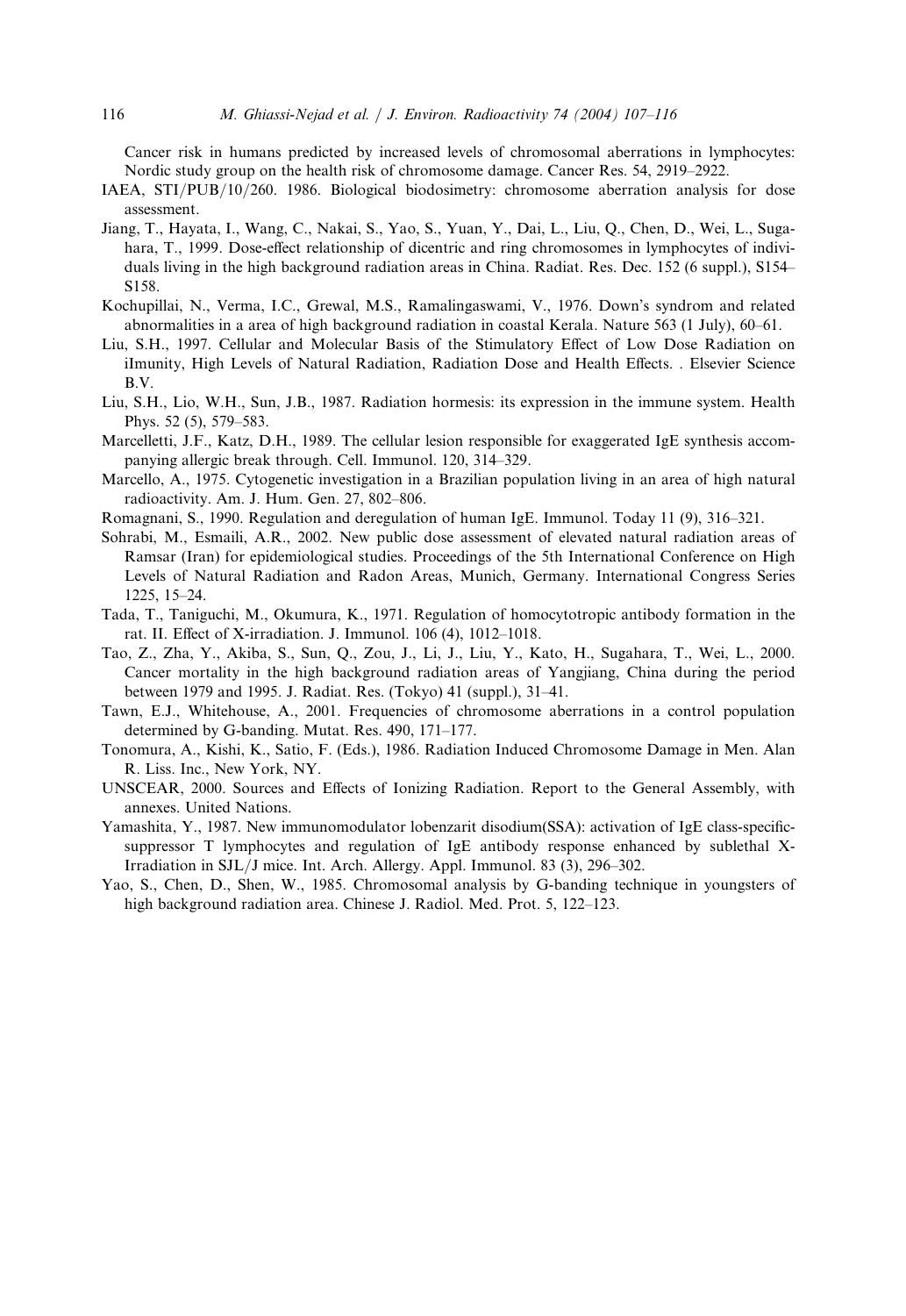Cancer risk in humans predicted by increased levels of chromosomal aberrations in lymphocytes: Nordic study group on the health risk of chromosome damage. Cancer Res. 54, 2919–2922.

IAEA, STI/PUB/10/260. 1986. Biological biodosimetry: chromosome aberration analysis for dose assessment.

Jiang, T., Hayata, I., Wang, C., Nakai, S., Yao, S., Yuan, Y., Dai, L., Liu, Q., Chen, D., Wei, L., Sugahara, T., 1999. Dose-effect relationship of dicentric and ring chromosomes in lymphocytes of individuals living in the high background radiation areas in China. Radiat. Res. Dec. 152 (6 suppl.), S154–S158.

Kochupillai, N., Verma, I.C., Grewal, M.S., Ramalingaswami, V., 1976. Down's syndrom and related abnormalities in a area of high background radiation in coastal Kerala. Nature 563 (1 July), 60–61.

Liu, S.H., 1997. Cellular and Molecular Basis of the Stimulatory Effect of Low Dose Radiation on iImunity, High Levels of Natural Radiation, Radiation Dose and Health Effects. . Elsevier Science B.V.

Liu, S.H., Lio, W.H., Sun, J.B., 1987. Radiation hormesis: its expression in the immune system. Health Phys. 52 (5), 579–583.

Marcelletti, J.F., Katz, D.H., 1989. The cellular lesion responsible for exaggerated IgE synthesis accompanying allergic break through. Cell. Immunol. 120, 314–329.

Marcello, A., 1975. Cytogenetic investigation in a Brazilian population living in an area of high natural radioactivity. Am. J. Hum. Gen. 27, 802–806.

Romagnani, S., 1990. Regulation and deregulation of human IgE. Immunol. Today 11 (9), 316–321.

Sohrabi, M., Esmaili, A.R., 2002. New public dose assessment of elevated natural radiation areas of Ramsar (Iran) for epidemiological studies. Proceedings of the 5th International Conference on High Levels of Natural Radiation and Radon Areas, Munich, Germany. International Congress Series 1225, 15–24.

Tada, T., Taniguchi, M., Okumura, K., 1971. Regulation of homocytotropic antibody formation in the rat. II. Effect of X-irradiation. J. Immunol. 106 (4), 1012–1018.

Tao, Z., Zha, Y., Akiba, S., Sun, Q., Zou, J., Li, J., Liu, Y., Kato, H., Sugahara, T., Wei, L., 2000. Cancer mortality in the high background radiation areas of Yangjiang, China during the period between 1979 and 1995. J. Radiat. Res. (Tokyo) 41 (suppl.), 31–41.

Tawn, E.J., Whitehouse, A., 2001. Frequencies of chromosome aberrations in a control population determined by G-banding. Mutat. Res. 490, 171–177.

Tonomura, A., Kishi, K., Satio, F. (Eds.), 1986. Radiation Induced Chromosome Damage in Men. Alan R. Liss. Inc., New York, NY.

UNSCEAR, 2000. Sources and Effects of Ionizing Radiation. Report to the General Assembly, with annexes. United Nations.

Yamashita, Y., 1987. New immunomodulator lobenzarit disodium(SSA): activation of IgE class-specific-suppressor T lymphocytes and regulation of IgE antibody response enhanced by sublethal X-Irradiation in SJL/J mice. Int. Arch. Allergy. Appl. Immunol. 83 (3), 296–302.

Yao, S., Chen, D., Shen, W., 1985. Chromosomal analysis by G-banding technique in youngsters of high background radiation area. Chinese J. Radiol. Med. Prot. 5, 122–123.